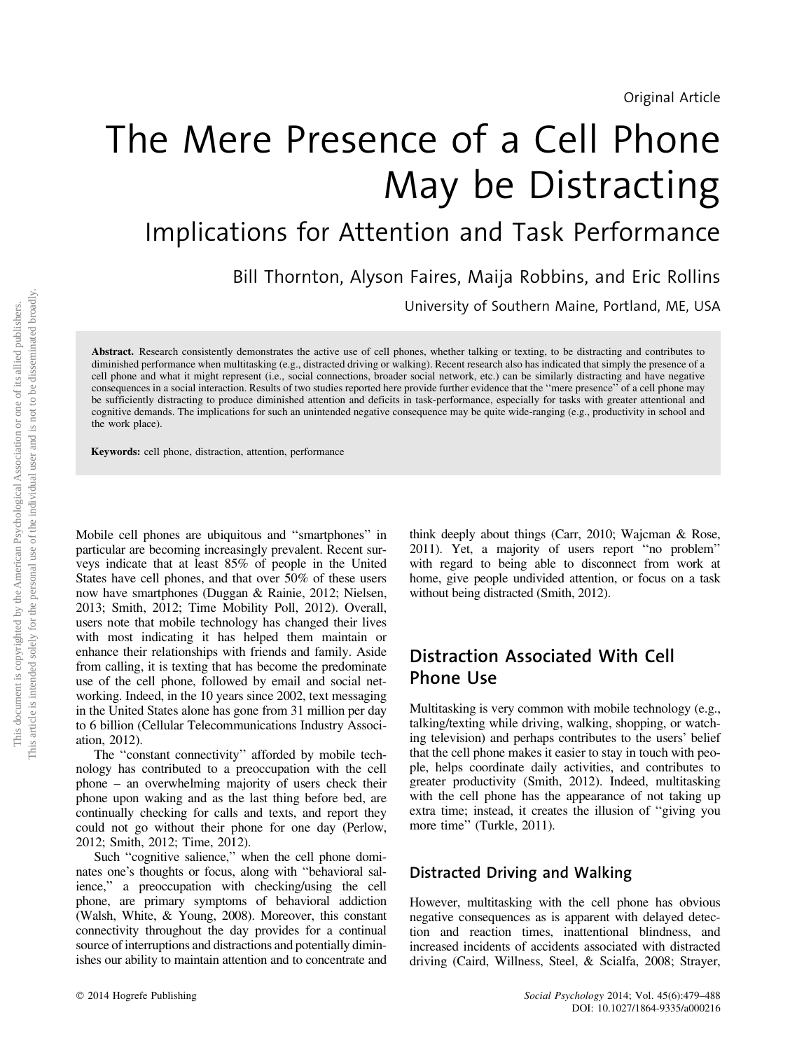Original Article

# The Mere Presence of a Cell Phone May be Distracting

## Implications for Attention and Task Performance

Bill Thornton, Alyson Faires, Maija Robbins, and Eric Rollins

University of Southern Maine, Portland, ME, USA

**Abstract.** Research consistently demonstrates the active use of cell phones, whether talking or texting, to be distracting and contributes to diminished performance when multitasking (e.g., distracted driving or walking). Recent research also has indicated that simply the presence of a cell phone and what it might represent (i.e., social connections, broader social network, etc.) can be similarly distracting and have negative consequences in a social interaction. Results of two studies reported here provide further evidence that the ''mere presence'' of a cell phone may be sufficiently distracting to produce diminished attention and deficits in task-performance, especially for tasks with greater attentional and cognitive demands. The implications for such an unintended negative consequence may be quite wide-ranging (e.g., productivity in school and the work place).

**Keywords:** cell phone, distraction, attention, performance

Mobile cell phones are ubiquitous and ''smartphones'' in particular are becoming increasingly prevalent. Recent surveys indicate that at least 85% of people in the United States have cell phones, and that over 50% of these users now have smartphones (Duggan & Rainie, 2012; Nielsen, 2013; Smith, 2012; Time Mobility Poll, 2012). Overall, users note that mobile technology has changed their lives with most indicating it has helped them maintain or enhance their relationships with friends and family. Aside from calling, it is texting that has become the predominate use of the cell phone, followed by email and social networking. Indeed, in the 10 years since 2002, text messaging in the United States alone has gone from 31 million per day to 6 billion (Cellular Telecommunications Industry Association, 2012).

The ''constant connectivity'' afforded by mobile technology has contributed to a preoccupation with the cell phone – an overwhelming majority of users check their phone upon waking and as the last thing before bed, are continually checking for calls and texts, and report they could not go without their phone for one day (Perlow, 2012; Smith, 2012; Time, 2012).

Such ''cognitive salience,'' when the cell phone dominates one's thoughts or focus, along with ''behavioral salience,'' a preoccupation with checking/using the cell phone, are primary symptoms of behavioral addiction (Walsh, White, & Young, 2008). Moreover, this constant connectivity throughout the day provides for a continual source of interruptions and distractions and potentially diminishes our ability to maintain attention and to concentrate and think deeply about things (Carr, 2010; Wajcman & Rose, 2011). Yet, a majority of users report ''no problem'' with regard to being able to disconnect from work at home, give people undivided attention, or focus on a task without being distracted (Smith, 2012).

## Distraction Associated With Cell Phone Use

Multitasking is very common with mobile technology (e.g., talking/texting while driving, walking, shopping, or watching television) and perhaps contributes to the users' belief that the cell phone makes it easier to stay in touch with people, helps coordinate daily activities, and contributes to greater productivity (Smith, 2012). Indeed, multitasking with the cell phone has the appearance of not taking up extra time; instead, it creates the illusion of ''giving you more time'' (Turkle, 2011).

### Distracted Driving and Walking

However, multitasking with the cell phone has obvious negative consequences as is apparent with delayed detection and reaction times, inattentional blindness, and increased incidents of accidents associated with distracted driving (Caird, Willness, Steel, & Scialfa, 2008; Strayer,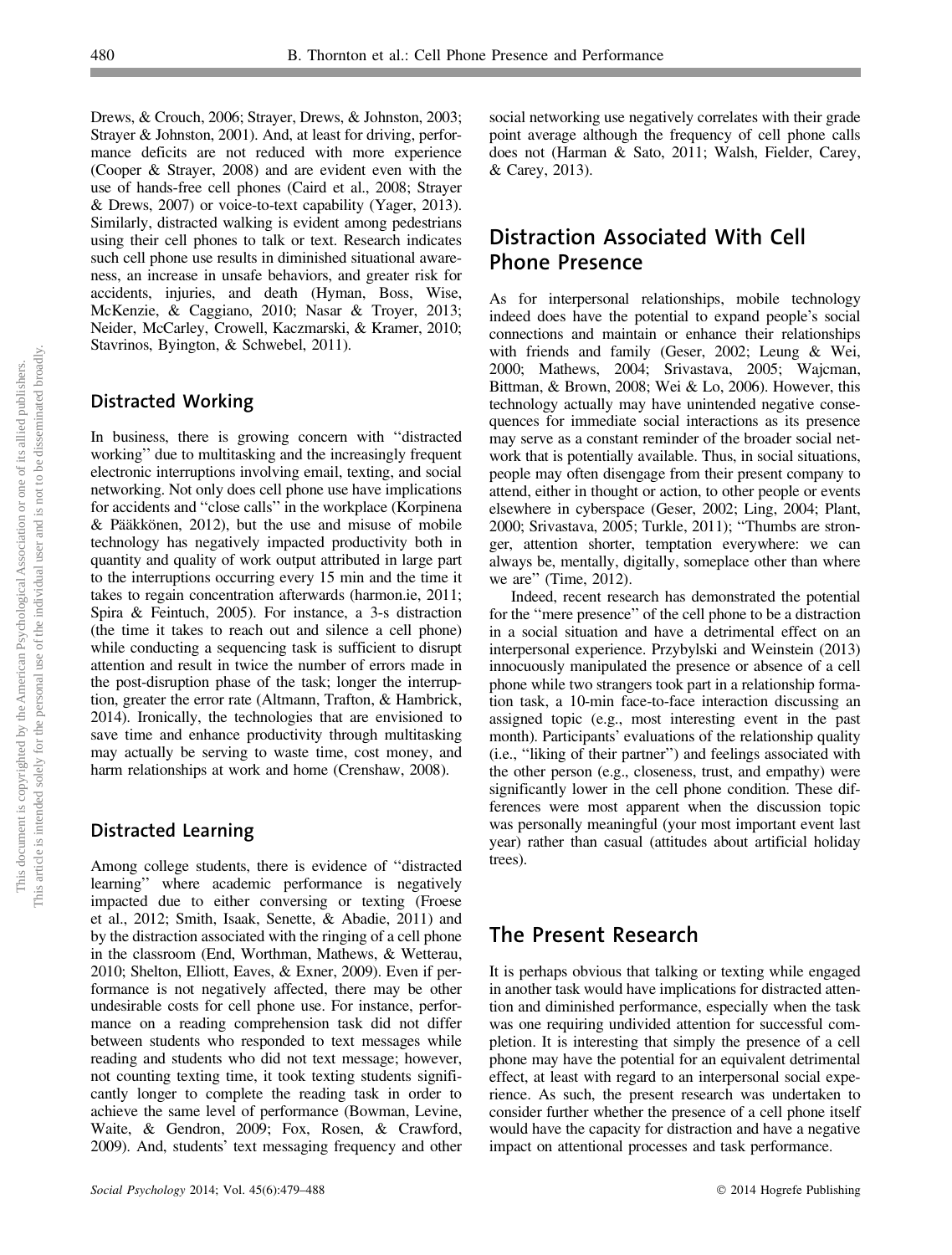Drews, & Crouch, 2006; Strayer, Drews, & Johnston, 2003; Strayer & Johnston, 2001). And, at least for driving, performance deficits are not reduced with more experience (Cooper & Strayer, 2008) and are evident even with the use of hands-free cell phones (Caird et al., 2008; Strayer & Drews, 2007) or voice-to-text capability (Yager, 2013). Similarly, distracted walking is evident among pedestrians using their cell phones to talk or text. Research indicates such cell phone use results in diminished situational awareness, an increase in unsafe behaviors, and greater risk for accidents, injuries, and death (Hyman, Boss, Wise, McKenzie, & Caggiano, 2010; Nasar & Troyer, 2013; Neider, McCarley, Crowell, Kaczmarski, & Kramer, 2010; Stavrinos, Byington, & Schwebel, 2011).

### Distracted Working

In business, there is growing concern with "distracted working" due to multitasking and the increasingly frequent electronic interruptions involving email, texting, and social networking. Not only does cell phone use have implications for accidents and "close calls" in the workplace (Korpinena & Pääkkönen, 2012), but the use and misuse of mobile technology has negatively impacted productivity both in quantity and quality of work output attributed in large part to the interruptions occurring every 15 min and the time it takes to regain concentration afterwards (harmon.ie, 2011; Spira & Feintuch, 2005). For instance, a 3-s distraction (the time it takes to reach out and silence a cell phone) while conducting a sequencing task is sufficient to disrupt attention and result in twice the number of errors made in the post-disruption phase of the task; longer the interruption, greater the error rate (Altmann, Trafton, & Hambrick, 2014). Ironically, the technologies that are envisioned to save time and enhance productivity through multitasking may actually be serving to waste time, cost money, and harm relationships at work and home (Crenshaw, 2008).

### Distracted Learning

Among college students, there is evidence of "distracted learning" where academic performance is negatively impacted due to either conversing or texting (Froese et al., 2012; Smith, Isaak, Senette, & Abadie, 2011) and by the distraction associated with the ringing of a cell phone in the classroom (End, Worthman, Mathews, & Wetterau, 2010; Shelton, Elliott, Eaves, & Exner, 2009). Even if performance is not negatively affected, there may be other undesirable costs for cell phone use. For instance, performance on a reading comprehension task did not differ between students who responded to text messages while reading and students who did not text message; however, not counting texting time, it took texting students significantly longer to complete the reading task in order to achieve the same level of performance (Bowman, Levine, Waite, & Gendron, 2009; Fox, Rosen, & Crawford, 2009). And, students' text messaging frequency and other social networking use negatively correlates with their grade point average although the frequency of cell phone calls does not (Harman & Sato, 2011; Walsh, Fielder, Carey, & Carey, 2013).

## Distraction Associated With Cell Phone Presence

As for interpersonal relationships, mobile technology indeed does have the potential to expand people's social connections and maintain or enhance their relationships with friends and family (Geser, 2002; Leung & Wei, 2000; Mathews, 2004; Srivastava, 2005; Wajcman, Bittman, & Brown, 2008; Wei & Lo, 2006). However, this technology actually may have unintended negative consequences for immediate social interactions as its presence may serve as a constant reminder of the broader social network that is potentially available. Thus, in social situations, people may often disengage from their present company to attend, either in thought or action, to other people or events elsewhere in cyberspace (Geser, 2002; Ling, 2004; Plant, 2000; Srivastava, 2005; Turkle, 2011); "Thumbs are stronger, attention shorter, temptation everywhere: we can always be, mentally, digitally, someplace other than where we are" (Time, 2012).

Indeed, recent research has demonstrated the potential for the "mere presence" of the cell phone to be a distraction in a social situation and have a detrimental effect on an interpersonal experience. Przybylski and Weinstein (2013) innocuously manipulated the presence or absence of a cell phone while two strangers took part in a relationship formation task, a 10-min face-to-face interaction discussing an assigned topic (e.g., most interesting event in the past month). Participants' evaluations of the relationship quality (i.e., "liking of their partner") and feelings associated with the other person (e.g., closeness, trust, and empathy) were significantly lower in the cell phone condition. These differences were most apparent when the discussion topic was personally meaningful (your most important event last year) rather than casual (attitudes about artificial holiday trees).

## The Present Research

It is perhaps obvious that talking or texting while engaged in another task would have implications for distracted attention and diminished performance, especially when the task was one requiring undivided attention for successful completion. It is interesting that simply the presence of a cell phone may have the potential for an equivalent detrimental effect, at least with regard to an interpersonal social experience. As such, the present research was undertaken to consider further whether the presence of a cell phone itself would have the capacity for distraction and have a negative impact on attentional processes and task performance.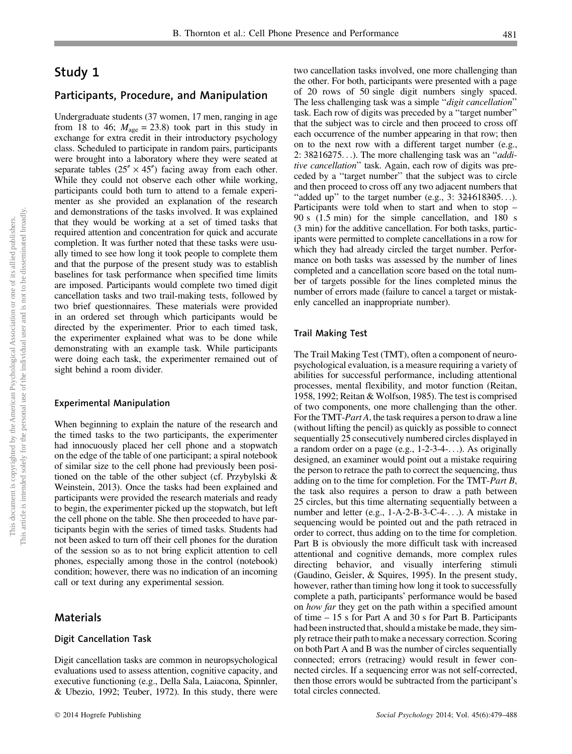# Study 1

## Participants, Procedure, and Manipulation

Undergraduate students (37 women, 17 men, ranging in age from 18 to 46; $M_{age} = 23.8$) took part in this study in exchange for extra credit in their introductory psychology class. Scheduled to participate in random pairs, participants were brought into a laboratory where they were seated at separate tables (25″ × 45″) facing away from each other. While they could not observe each other while working, participants could both turn to attend to a female experimenter as she provided an explanation of the research and demonstrations of the tasks involved. It was explained that they would be working at a set of timed tasks that required attention and concentration for quick and accurate completion. It was further noted that these tasks were usually timed to see how long it took people to complete them and that the purpose of the present study was to establish baselines for task performance when specified time limits are imposed. Participants would complete two timed digit cancellation tasks and two trail-making tests, followed by two brief questionnaires. These materials were provided in an ordered set through which participants would be directed by the experimenter. Prior to each timed task, the experimenter explained what was to be done while demonstrating with an example task. While participants were doing each task, the experimenter remained out of sight behind a room divider.

### Experimental Manipulation

When beginning to explain the nature of the research and the timed tasks to the two participants, the experimenter had innocuously placed her cell phone and a stopwatch on the edge of the table of one participant; a spiral notebook of similar size to the cell phone had previously been positioned on the table of the other subject (cf. Przybylski & Weinstein, 2013). Once the tasks had been explained and participants were provided the research materials and ready to begin, the experimenter picked up the stopwatch, but left the cell phone on the table. She then proceeded to have participants begin with the series of timed tasks. Students had not been asked to turn off their cell phones for the duration of the session so as to not bring explicit attention to cell phones, especially among those in the control (notebook) condition; however, there was no indication of an incoming call or text during any experimental session.

## Materials

### Digit Cancellation Task

Digit cancellation tasks are common in neuropsychological evaluations used to assess attention, cognitive capacity, and executive functioning (e.g., Della Sala, Laiacona, Spinnler, & Ubezio, 1992; Teuber, 1972). In this study, there were two cancellation tasks involved, one more challenging than the other. For both, participants were presented with a page of 20 rows of 50 single digit numbers singly spaced. The less challenging task was a simple "*digit cancellation*" task. Each row of digits was preceded by a "target number" that the subject was to circle and then proceed to cross off each occurrence of the number appearing in that row; then on to the next row with a different target number (e.g., 2: 38~~2~~16~~2~~75...). The more challenging task was an "*additive cancellation*" task. Again, each row of digits was preceded by a "target number" that the subject was to circle and then proceed to cross off any two adjacent numbers that "added up" to the target number (e.g., 3: 3~~21~~618~~30~~5...). Participants were told when to start and when to stop – 90 s (1.5 min) for the simple cancellation, and 180 s (3 min) for the additive cancellation. For both tasks, participants were permitted to complete cancellations in a row for which they had already circled the target number. Performance on both tasks was assessed by the number of lines completed and a cancellation score based on the total number of targets possible for the lines completed minus the number of errors made (failure to cancel a target or mistakenly cancelled an inappropriate number).

### Trail Making Test

The Trail Making Test (TMT), often a component of neuropsychological evaluation, is a measure requiring a variety of abilities for successful performance, including attentional processes, mental flexibility, and motor function (Reitan, 1958, 1992; Reitan & Wolfson, 1985). The test is comprised of two components, one more challenging than the other. For the TMT-*Part A*, the task requires a person to draw a line (without lifting the pencil) as quickly as possible to connect sequentially 25 consecutively numbered circles displayed in a random order on a page (e.g., 1-2-3-4-...). As originally designed, an examiner would point out a mistake requiring the person to retrace the path to correct the sequencing, thus adding on to the time for completion. For the TMT-*Part B*, the task also requires a person to draw a path between 25 circles, but this time alternating sequentially between a number and letter (e.g., 1-A-2-B-3-C-4-...). A mistake in sequencing would be pointed out and the path retraced in order to correct, thus adding on to the time for completion. Part B is obviously the more difficult task with increased attentional and cognitive demands, more complex rules directing behavior, and visually interfering stimuli (Gaudino, Geisler, & Squires, 1995). In the present study, however, rather than timing how long it took to successfully complete a path, participants' performance would be based on *how far* they get on the path within a specified amount of time – 15 s for Part A and 30 s for Part B. Participants had been instructed that, should a mistake be made, they simply retrace their path to make a necessary correction. Scoring on both Part A and B was the number of circles sequentially connected; errors (retracing) would result in fewer connected circles. If a sequencing error was not self-corrected, then those errors would be subtracted from the participant's total circles connected.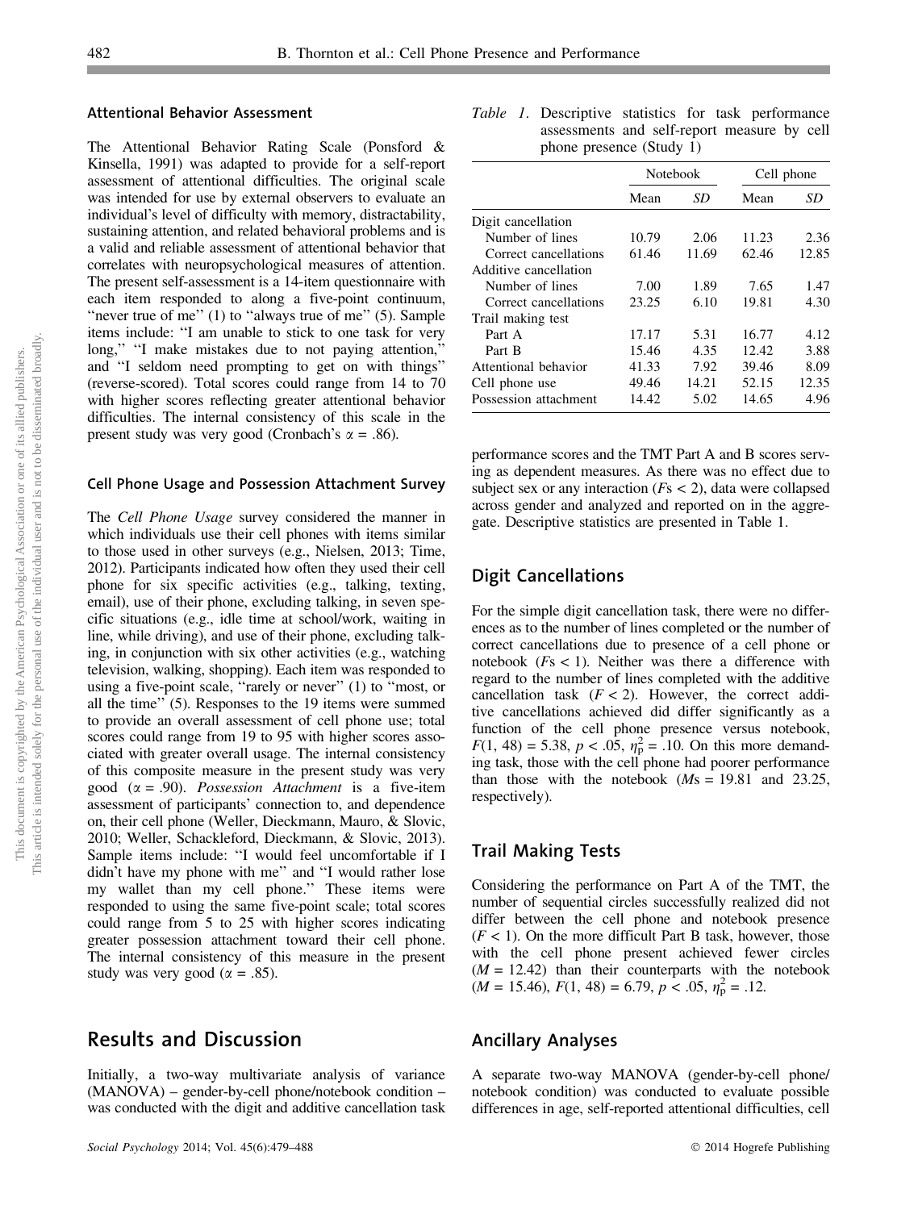### Attentional Behavior Assessment

The Attentional Behavior Rating Scale (Ponsford & Kinsella, 1991) was adapted to provide for a self-report assessment of attentional difficulties. The original scale was intended for use by external observers to evaluate an individual's level of difficulty with memory, distractability, sustaining attention, and related behavioral problems and is a valid and reliable assessment of attentional behavior that correlates with neuropsychological measures of attention. The present self-assessment is a 14-item questionnaire with each item responded to along a five-point continuum, "never true of me" (1) to "always true of me" (5). Sample items include: "I am unable to stick to one task for very long," "I make mistakes due to not paying attention," and "I seldom need prompting to get on with things" (reverse-scored). Total scores could range from 14 to 70 with higher scores reflecting greater attentional behavior difficulties. The internal consistency of this scale in the present study was very good (Cronbach's $\alpha = .86$).

### Cell Phone Usage and Possession Attachment Survey

The *Cell Phone Usage* survey considered the manner in which individuals use their cell phones with items similar to those used in other surveys (e.g., Nielsen, 2013; Time, 2012). Participants indicated how often they used their cell phone for six specific activities (e.g., talking, texting, email), use of their phone, excluding talking, in seven specific situations (e.g., idle time at school/work, waiting in line, while driving), and use of their phone, excluding talking, in conjunction with six other activities (e.g., watching television, walking, shopping). Each item was responded to using a five-point scale, "rarely or never" (1) to "most, or all the time" (5). Responses to the 19 items were summed to provide an overall assessment of cell phone use; total scores could range from 19 to 95 with higher scores associated with greater overall usage. The internal consistency of this composite measure in the present study was very good ($\alpha = .90$). *Possession Attachment* is a five-item assessment of participants' connection to, and dependence on, their cell phone (Weller, Dieckmann, Mauro, & Slovic, 2010; Weller, Schackleford, Dieckmann, & Slovic, 2013). Sample items include: "I would feel uncomfortable if I didn't have my phone with me" and "I would rather lose my wallet than my cell phone." These items were responded to using the same five-point scale; total scores could range from 5 to 25 with higher scores indicating greater possession attachment toward their cell phone. The internal consistency of this measure in the present study was very good ($\alpha = .85$).

## Results and Discussion

Initially, a two-way multivariate analysis of variance (MANOVA) – gender-by-cell phone/notebook condition – was conducted with the digit and additive cancellation task performance scores and the TMT Part A and B scores serving as dependent measures. As there was no effect due to subject sex or any interaction ($F$s < 2), data were collapsed across gender and analyzed and reported on in the aggregate. Descriptive statistics are presented in Table 1.

*Table 1*. Descriptive statistics for task performance assessments and self-report measure by cell phone presence (Study 1)

| | Notebook | | Cell phone | |
|---|---|---|---|---|
| | Mean | *SD* | Mean | *SD* |
| Digit cancellation | | | | |
| Number of lines | 10.79 | 2.06 | 11.23 | 2.36 |
| Correct cancellations | 61.46 | 11.69 | 62.46 | 12.85 |
| Additive cancellation | | | | |
| Number of lines | 7.00 | 1.89 | 7.65 | 1.47 |
| Correct cancellations | 23.25 | 6.10 | 19.81 | 4.30 |
| Trail making test | | | | |
| Part A | 17.17 | 5.31 | 16.77 | 4.12 |
| Part B | 15.46 | 4.35 | 12.42 | 3.88 |
| Attentional behavior | 41.33 | 7.92 | 39.46 | 8.09 |
| Cell phone use | 49.46 | 14.21 | 52.15 | 12.35 |
| Possession attachment | 14.42 | 5.02 | 14.65 | 4.96 |

## Digit Cancellations

For the simple digit cancellation task, there were no differences as to the number of lines completed or the number of correct cancellations due to presence of a cell phone or notebook ($F$s < 1). Neither was there a difference with regard to the number of lines completed with the additive cancellation task ($F < 2$). However, the correct additive cancellations achieved did differ significantly as a function of the cell phone presence versus notebook, $F(1, 48) = 5.38$, $p < .05$, $\eta_p^2 = .10$. On this more demanding task, those with the cell phone had poorer performance than those with the notebook ($M$s = 19.81 and 23.25, respectively).

## Trail Making Tests

Considering the performance on Part A of the TMT, the number of sequential circles successfully realized did not differ between the cell phone and notebook presence ($F < 1$). On the more difficult Part B task, however, those with the cell phone present achieved fewer circles ($M = 12.42$) than their counterparts with the notebook ($M = 15.46$), $F(1, 48) = 6.79$, $p < .05$, $\eta_p^2 = .12$.

## Ancillary Analyses

A separate two-way MANOVA (gender-by-cell phone/notebook condition) was conducted to evaluate possible differences in age, self-reported attentional difficulties, cell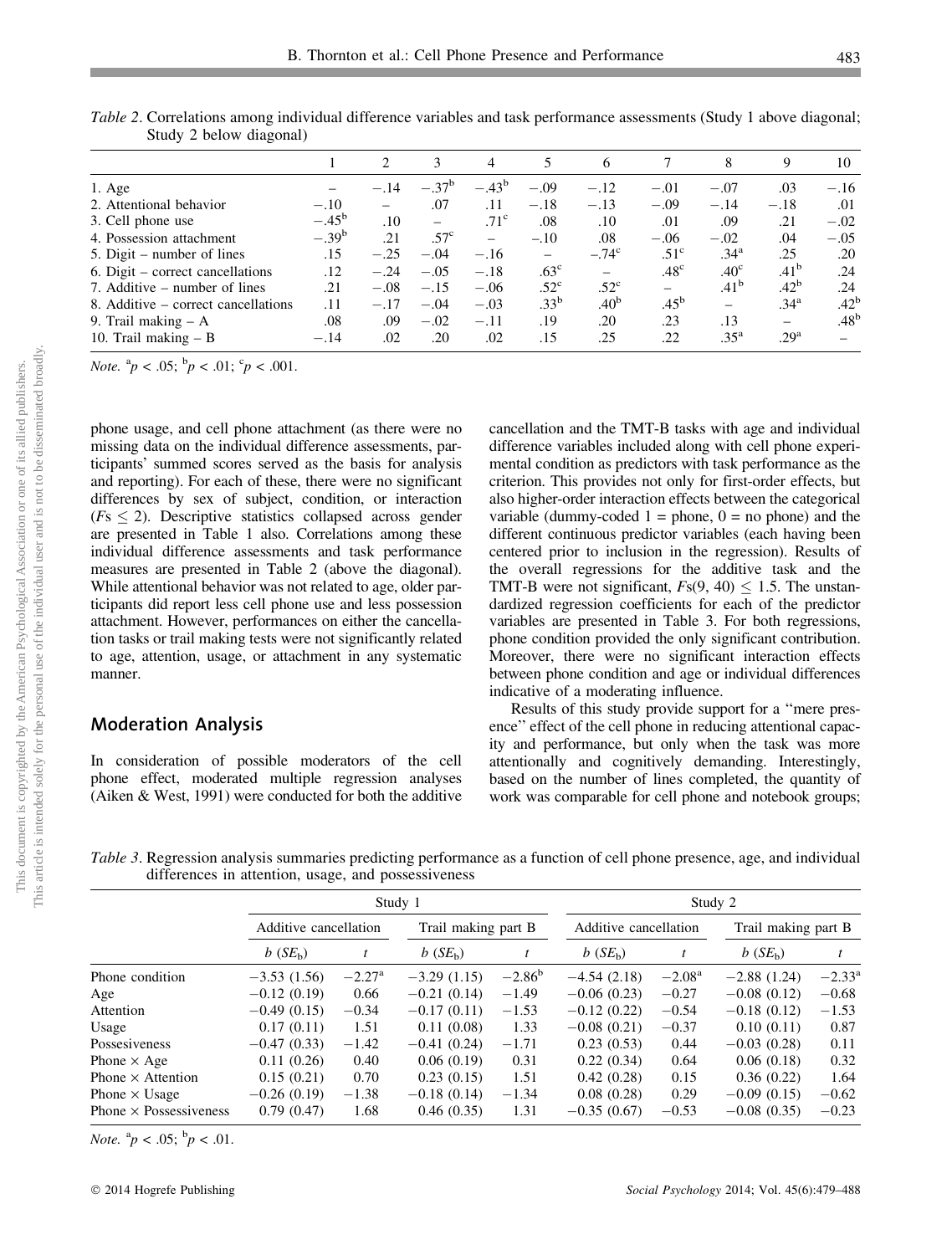*Table 2*. Correlations among individual difference variables and task performance assessments (Study 1 above diagonal; Study 2 below diagonal)

| | 1 | 2 | 3 | 4 | 5 | 6 | 7 | 8 | 9 | 10 |
|---|---|---|---|---|---|---|---|---|---|---|
| 1. Age | – | −.14 | −.37[b] | −.43[b] | −.09 | −.12 | −.01 | −.07 | .03 | −.16 |
| 2. Attentional behavior | −.10 | – | .07 | .11 | −.18 | −.13 | −.09 | −.14 | −.18 | .01 |
| 3. Cell phone use | −.45[b] | .10 | – | .71[c] | .08 | .10 | .01 | .09 | .21 | −.02 |
| 4. Possession attachment | −.39[b] | .21 | .57[c] | – | −.10 | .08 | −.06 | −.02 | .04 | −.05 |
| 5. Digit – number of lines | .15 | −.25 | −.04 | −.16 | – | −.74[c] | .51[c] | .34[a] | .25 | .20 |
| 6. Digit – correct cancellations | .12 | −.24 | −.05 | −.18 | .63[c] | – | .48[c] | .40[c] | .41[b] | .24 |
| 7. Additive – number of lines | .21 | −.08 | −.15 | −.06 | .52[c] | .52[c] | – | .41[b] | .42[b] | .24 |
| 8. Additive – correct cancellations | .11 | −.17 | −.04 | −.03 | .33[b] | .40[b] | .45[b] | – | .34[a] | .42[b] |
| 9. Trail making – A | .08 | .09 | −.02 | −.11 | .19 | .20 | .23 | .13 | – | .48[b] |
| 10. Trail making – B | −.14 | .02 | .20 | .02 | .15 | .25 | .22 | .35[a] | .29[a] | – |

*Note*. [a]$p < .05$; [b]$p < .01$; [c]$p < .001$.

phone usage, and cell phone attachment (as there were no missing data on the individual difference assessments, participants' summed scores served as the basis for analysis and reporting). For each of these, there were no significant differences by sex of subject, condition, or interaction ($F$s $\leq$ 2). Descriptive statistics collapsed across gender are presented in Table 1 also. Correlations among these individual difference assessments and task performance measures are presented in Table 2 (above the diagonal). While attentional behavior was not related to age, older participants did report less cell phone use and less possession attachment. However, performances on either the cancellation tasks or trail making tests were not significantly related to age, attention, usage, or attachment in any systematic manner.

## Moderation Analysis

In consideration of possible moderators of the cell phone effect, moderated multiple regression analyses (Aiken & West, 1991) were conducted for both the additive cancellation and the TMT-B tasks with age and individual difference variables included along with cell phone experimental condition as predictors with task performance as the criterion. This provides not only for first-order effects, but also higher-order interaction effects between the categorical variable (dummy-coded 1 = phone, 0 = no phone) and the different continuous predictor variables (each having been centered prior to inclusion in the regression). Results of the overall regressions for the additive task and the TMT-B were not significant, $F$s(9, 40) $\leq$ 1.5. The unstandardized regression coefficients for each of the predictor variables are presented in Table 3. For both regressions, phone condition provided the only significant contribution. Moreover, there were no significant interaction effects between phone condition and age or individual differences indicative of a moderating influence.

Results of this study provide support for a "mere presence" effect of the cell phone in reducing attentional capacity and performance, but only when the task was more attentionally and cognitively demanding. Interestingly, based on the number of lines completed, the quantity of work was comparable for cell phone and notebook groups;

*Table 3*. Regression analysis summaries predicting performance as a function of cell phone presence, age, and individual differences in attention, usage, and possessiveness

| | Study 1 | | | | Study 2 | | | |
|---|---|---|---|---|---|---|---|---|
| | Additive cancellation | | Trail making part B | | Additive cancellation | | Trail making part B | |
| | $b$ ($SE_b$) | $t$ | $b$ ($SE_b$) | $t$ | $b$ ($SE_b$) | $t$ | $b$ ($SE_b$) | $t$ |
| Phone condition | −3.53 (1.56) | −2.27[a] | −3.29 (1.15) | −2.86[b] | −4.54 (2.18) | −2.08[a] | −2.88 (1.24) | −2.33[a] |
| Age | −0.12 (0.19) | 0.66 | −0.21 (0.14) | −1.49 | −0.06 (0.23) | −0.27 | −0.08 (0.12) | −0.68 |
| Attention | −0.49 (0.15) | −0.34 | −0.17 (0.11) | −1.53 | −0.12 (0.22) | −0.54 | −0.18 (0.12) | −1.53 |
| Usage | 0.17 (0.11) | 1.51 | 0.11 (0.08) | 1.33 | −0.08 (0.21) | −0.37 | 0.10 (0.11) | 0.87 |
| Possesiveness | −0.47 (0.33) | −1.42 | −0.41 (0.24) | −1.71 | 0.23 (0.53) | 0.44 | −0.03 (0.28) | 0.11 |
| Phone × Age | 0.11 (0.26) | 0.40 | 0.06 (0.19) | 0.31 | 0.22 (0.34) | 0.64 | 0.06 (0.18) | 0.32 |
| Phone × Attention | 0.15 (0.21) | 0.70 | 0.23 (0.15) | 1.51 | 0.42 (0.28) | 0.15 | 0.36 (0.22) | 1.64 |
| Phone × Usage | −0.26 (0.19) | −1.38 | −0.18 (0.14) | −1.34 | 0.08 (0.28) | 0.29 | −0.09 (0.15) | −0.62 |
| Phone × Possessiveness | 0.79 (0.47) | 1.68 | 0.46 (0.35) | 1.31 | −0.35 (0.67) | −0.53 | −0.08 (0.35) | −0.23 |

*Note*. [a]$p < .05$; [b]$p < .01$.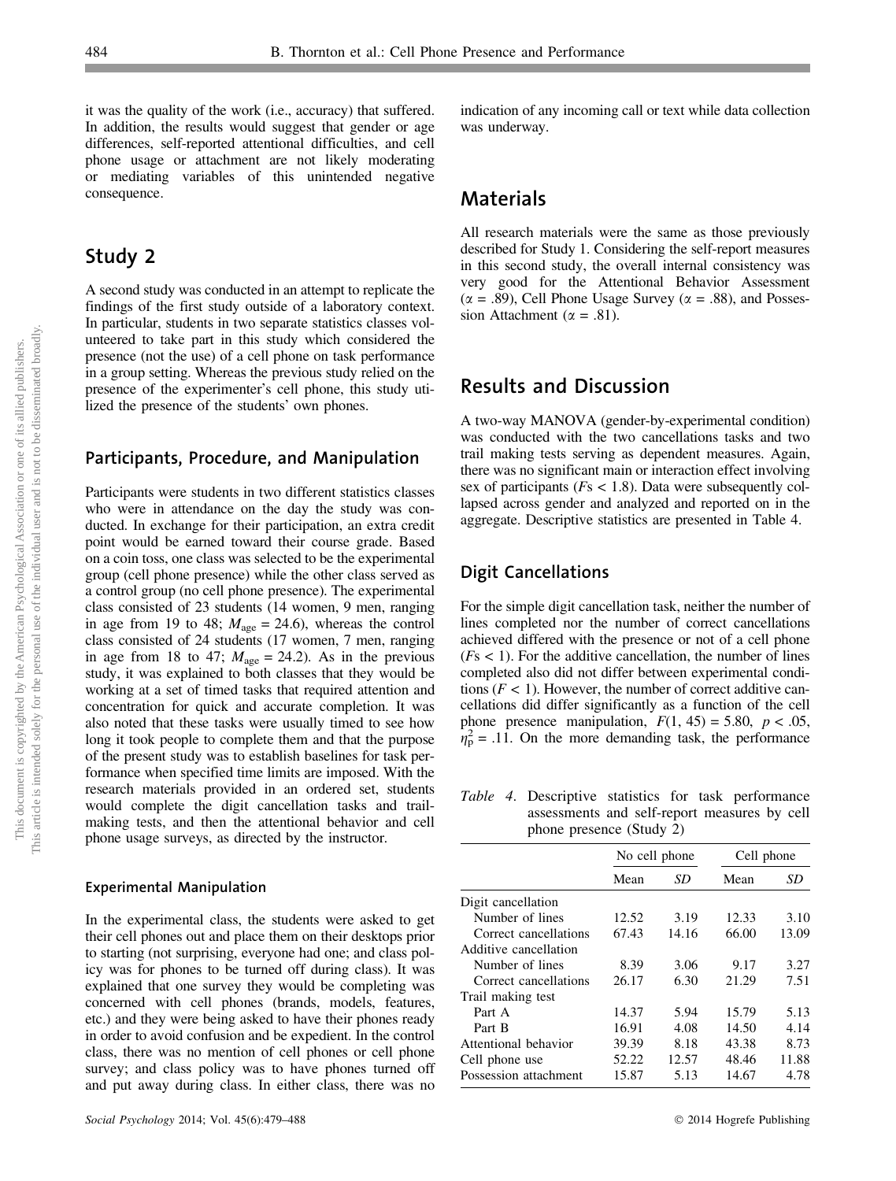it was the quality of the work (i.e., accuracy) that suffered. In addition, the results would suggest that gender or age differences, self-reported attentional difficulties, and cell phone usage or attachment are not likely moderating or mediating variables of this unintended negative consequence.

## Study 2

A second study was conducted in an attempt to replicate the findings of the first study outside of a laboratory context. In particular, students in two separate statistics classes volunteered to take part in this study which considered the presence (not the use) of a cell phone on task performance in a group setting. Whereas the previous study relied on the presence of the experimenter's cell phone, this study utilized the presence of the students' own phones.

### Participants, Procedure, and Manipulation

Participants were students in two different statistics classes who were in attendance on the day the study was conducted. In exchange for their participation, an extra credit point would be earned toward their course grade. Based on a coin toss, one class was selected to be the experimental group (cell phone presence) while the other class served as a control group (no cell phone presence). The experimental class consisted of 23 students (14 women, 9 men, ranging in age from 19 to 48; $M_{age}$ = 24.6), whereas the control class consisted of 24 students (17 women, 7 men, ranging in age from 18 to 47; $M_{age}$ = 24.2). As in the previous study, it was explained to both classes that they would be working at a set of timed tasks that required attention and concentration for quick and accurate completion. It was also noted that these tasks were usually timed to see how long it took people to complete them and that the purpose of the present study was to establish baselines for task performance when specified time limits are imposed. With the research materials provided in an ordered set, students would complete the digit cancellation tasks and trail-making tests, and then the attentional behavior and cell phone usage surveys, as directed by the instructor.

#### Experimental Manipulation

In the experimental class, the students were asked to get their cell phones out and place them on their desktops prior to starting (not surprising, everyone had one; and class policy was for phones to be turned off during class). It was explained that one survey they would be completing was concerned with cell phones (brands, models, features, etc.) and they were being asked to have their phones ready in order to avoid confusion and be expedient. In the control class, there was no mention of cell phones or cell phone survey; and class policy was to have phones turned off and put away during class. In either class, there was no indication of any incoming call or text while data collection was underway.

## Materials

All research materials were the same as those previously described for Study 1. Considering the self-report measures in this second study, the overall internal consistency was very good for the Attentional Behavior Assessment ($\alpha$ = .89), Cell Phone Usage Survey ($\alpha$ = .88), and Possession Attachment ($\alpha$ = .81).

## Results and Discussion

A two-way MANOVA (gender-by-experimental condition) was conducted with the two cancellations tasks and two trail making tests serving as dependent measures. Again, there was no significant main or interaction effect involving sex of participants ($F$s < 1.8). Data were subsequently collapsed across gender and analyzed and reported on in the aggregate. Descriptive statistics are presented in Table 4.

### Digit Cancellations

For the simple digit cancellation task, neither the number of lines completed nor the number of correct cancellations achieved differed with the presence or not of a cell phone ($F$s < 1). For the additive cancellation, the number of lines completed also did not differ between experimental conditions ($F$ < 1). However, the number of correct additive cancellations did differ significantly as a function of the cell phone presence manipulation, $F(1, 45) = 5.80$, $p < .05$, $\eta_p^2 = .11$. On the more demanding task, the performance

*Table 4.* Descriptive statistics for task performance assessments and self-report measures by cell phone presence (Study 2)

| | No cell phone | | Cell phone | |
|---|---|---|---|---|
| | Mean | *SD* | Mean | *SD* |
| Digit cancellation | | | | |
| Number of lines | 12.52 | 3.19 | 12.33 | 3.10 |
| Correct cancellations | 67.43 | 14.16 | 66.00 | 13.09 |
| Additive cancellation | | | | |
| Number of lines | 8.39 | 3.06 | 9.17 | 3.27 |
| Correct cancellations | 26.17 | 6.30 | 21.29 | 7.51 |
| Trail making test | | | | |
| Part A | 14.37 | 5.94 | 15.79 | 5.13 |
| Part B | 16.91 | 4.08 | 14.50 | 4.14 |
| Attentional behavior | 39.39 | 8.18 | 43.38 | 8.73 |
| Cell phone use | 52.22 | 12.57 | 48.46 | 11.88 |
| Possession attachment | 15.87 | 5.13 | 14.67 | 4.78 |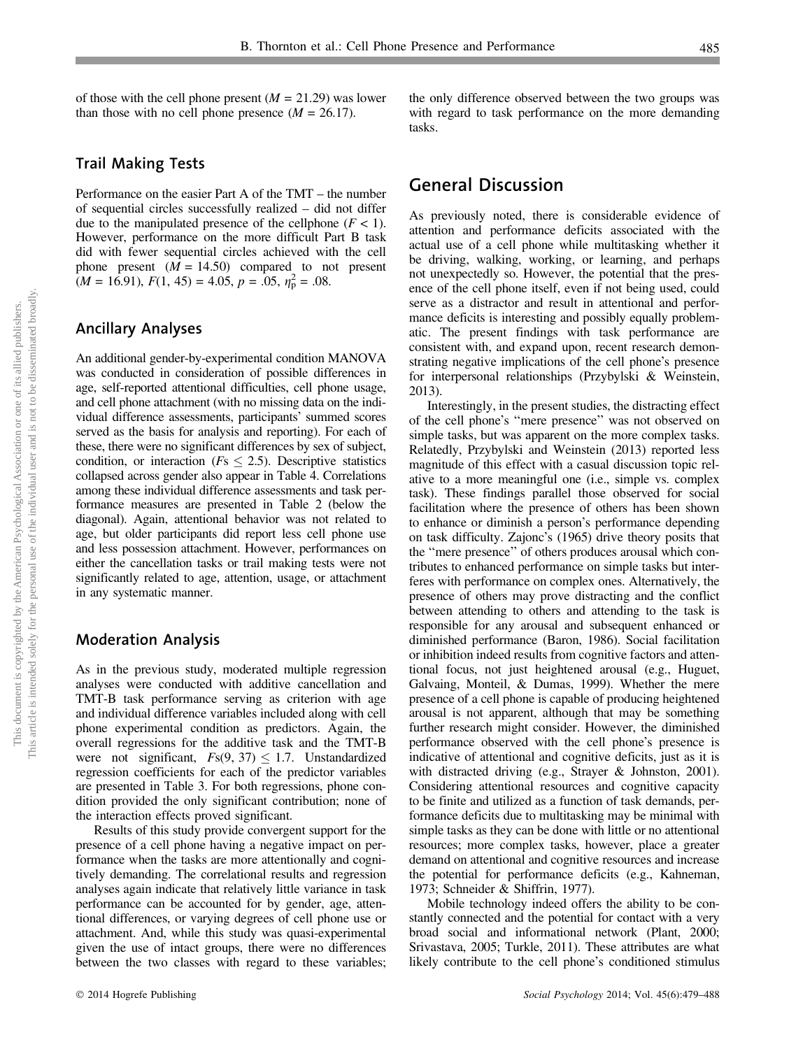of those with the cell phone present ($M$ = 21.29) was lower than those with no cell phone presence ($M$ = 26.17).

### Trail Making Tests

Performance on the easier Part A of the TMT – the number of sequential circles successfully realized – did not differ due to the manipulated presence of the cellphone ($F < 1$). However, performance on the more difficult Part B task did with fewer sequential circles achieved with the cell phone present ($M$ = 14.50) compared to not present ($M$ = 16.91), $F(1, 45) = 4.05$, $p = .05$, $\eta_p^2 = .08$.

### Ancillary Analyses

An additional gender-by-experimental condition MANOVA was conducted in consideration of possible differences in age, self-reported attentional difficulties, cell phone usage, and cell phone attachment (with no missing data on the individual difference assessments, participants' summed scores served as the basis for analysis and reporting). For each of these, there were no significant differences by sex of subject, condition, or interaction ($F$s $\leq 2.5$). Descriptive statistics collapsed across gender also appear in Table 4. Correlations among these individual difference assessments and task performance measures are presented in Table 2 (below the diagonal). Again, attentional behavior was not related to age, but older participants did report less cell phone use and less possession attachment. However, performances on either the cancellation tasks or trail making tests were not significantly related to age, attention, usage, or attachment in any systematic manner.

### Moderation Analysis

As in the previous study, moderated multiple regression analyses were conducted with additive cancellation and TMT-B task performance serving as criterion with age and individual difference variables included along with cell phone experimental condition as predictors. Again, the overall regressions for the additive task and the TMT-B were not significant, $F$s$(9, 37) \leq 1.7$. Unstandardized regression coefficients for each of the predictor variables are presented in Table 3. For both regressions, phone condition provided the only significant contribution; none of the interaction effects proved significant.

Results of this study provide convergent support for the presence of a cell phone having a negative impact on performance when the tasks are more attentionally and cognitively demanding. The correlational results and regression analyses again indicate that relatively little variance in task performance can be accounted for by gender, age, attentional differences, or varying degrees of cell phone use or attachment. And, while this study was quasi-experimental given the use of intact groups, there were no differences between the two classes with regard to these variables; the only difference observed between the two groups was with regard to task performance on the more demanding tasks.

## General Discussion

As previously noted, there is considerable evidence of attention and performance deficits associated with the actual use of a cell phone while multitasking whether it be driving, walking, working, or learning, and perhaps not unexpectedly so. However, the potential that the presence of the cell phone itself, even if not being used, could serve as a distractor and result in attentional and performance deficits is interesting and possibly equally problematic. The present findings with task performance are consistent with, and expand upon, recent research demonstrating negative implications of the cell phone's presence for interpersonal relationships (Przybylski & Weinstein, 2013).

Interestingly, in the present studies, the distracting effect of the cell phone's "mere presence" was not observed on simple tasks, but was apparent on the more complex tasks. Relatedly, Przybylski and Weinstein (2013) reported less magnitude of this effect with a casual discussion topic relative to a more meaningful one (i.e., simple vs. complex task). These findings parallel those observed for social facilitation where the presence of others has been shown to enhance or diminish a person's performance depending on task difficulty. Zajonc's (1965) drive theory posits that the "mere presence" of others produces arousal which contributes to enhanced performance on simple tasks but interferes with performance on complex ones. Alternatively, the presence of others may prove distracting and the conflict between attending to others and attending to the task is responsible for any arousal and subsequent enhanced or diminished performance (Baron, 1986). Social facilitation or inhibition indeed results from cognitive factors and attentional focus, not just heightened arousal (e.g., Huguet, Galvaing, Monteil, & Dumas, 1999). Whether the mere presence of a cell phone is capable of producing heightened arousal is not apparent, although that may be something further research might consider. However, the diminished performance observed with the cell phone's presence is indicative of attentional and cognitive deficits, just as it is with distracted driving (e.g., Strayer & Johnston, 2001). Considering attentional resources and cognitive capacity to be finite and utilized as a function of task demands, performance deficits due to multitasking may be minimal with simple tasks as they can be done with little or no attentional resources; more complex tasks, however, place a greater demand on attentional and cognitive resources and increase the potential for performance deficits (e.g., Kahneman, 1973; Schneider & Shiffrin, 1977).

Mobile technology indeed offers the ability to be constantly connected and the potential for contact with a very broad social and informational network (Plant, 2000; Srivastava, 2005; Turkle, 2011). These attributes are what likely contribute to the cell phone's conditioned stimulus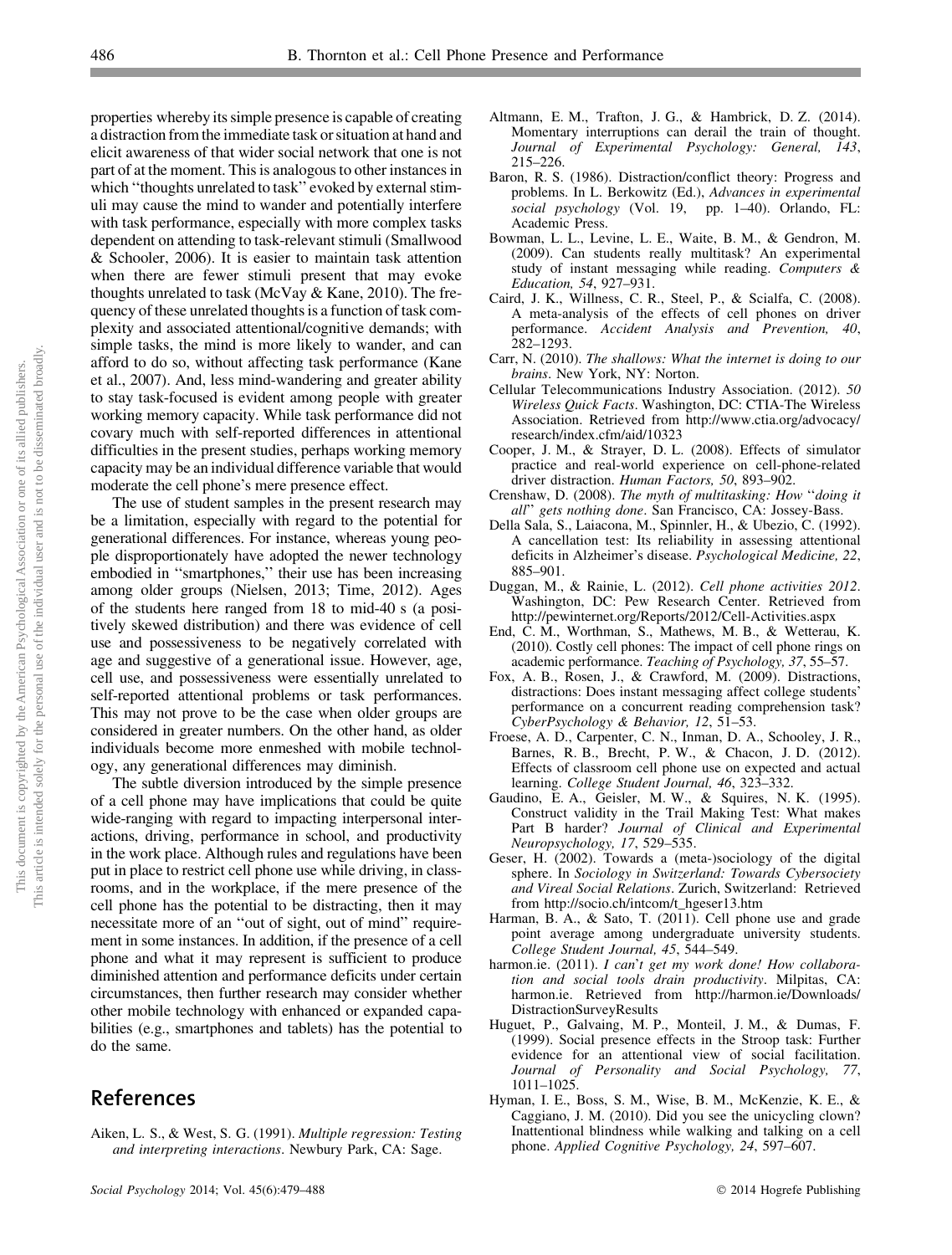properties whereby its simple presence is capable of creating a distraction from the immediate task or situation at hand and elicit awareness of that wider social network that one is not part of at the moment. This is analogous to other instances in which ''thoughts unrelated to task'' evoked by external stimuli may cause the mind to wander and potentially interfere with task performance, especially with more complex tasks dependent on attending to task-relevant stimuli (Smallwood & Schooler, 2006). It is easier to maintain task attention when there are fewer stimuli present that may evoke thoughts unrelated to task (McVay & Kane, 2010). The frequency of these unrelated thoughts is a function of task complexity and associated attentional/cognitive demands; with simple tasks, the mind is more likely to wander, and can afford to do so, without affecting task performance (Kane et al., 2007). And, less mind-wandering and greater ability to stay task-focused is evident among people with greater working memory capacity. While task performance did not covary much with self-reported differences in attentional difficulties in the present studies, perhaps working memory capacity may be an individual difference variable that would moderate the cell phone's mere presence effect.

The use of student samples in the present research may be a limitation, especially with regard to the potential for generational differences. For instance, whereas young people disproportionately have adopted the newer technology embodied in ''smartphones,'' their use has been increasing among older groups (Nielsen, 2013; Time, 2012). Ages of the students here ranged from 18 to mid-40 s (a positively skewed distribution) and there was evidence of cell use and possessiveness to be negatively correlated with age and suggestive of a generational issue. However, age, cell use, and possessiveness were essentially unrelated to self-reported attentional problems or task performances. This may not prove to be the case when older groups are considered in greater numbers. On the other hand, as older individuals become more enmeshed with mobile technology, any generational differences may diminish.

The subtle diversion introduced by the simple presence of a cell phone may have implications that could be quite wide-ranging with regard to impacting interpersonal interactions, driving, performance in school, and productivity in the work place. Although rules and regulations have been put in place to restrict cell phone use while driving, in classrooms, and in the workplace, if the mere presence of the cell phone has the potential to be distracting, then it may necessitate more of an ''out of sight, out of mind'' requirement in some instances. In addition, if the presence of a cell phone and what it may represent is sufficient to produce diminished attention and performance deficits under certain circumstances, then further research may consider whether other mobile technology with enhanced or expanded capabilities (e.g., smartphones and tablets) has the potential to do the same.

## References

Aiken, L. S., & West, S. G. (1991). *Multiple regression: Testing and interpreting interactions*. Newbury Park, CA: Sage.

Altmann, E. M., Trafton, J. G., & Hambrick, D. Z. (2014). Momentary interruptions can derail the train of thought. *Journal of Experimental Psychology: General, 143*, 215–226.

Baron, R. S. (1986). Distraction/conflict theory: Progress and problems. In L. Berkowitz (Ed.), *Advances in experimental social psychology* (Vol. 19, pp. 1–40). Orlando, FL: Academic Press.

Bowman, L. L., Levine, L. E., Waite, B. M., & Gendron, M. (2009). Can students really multitask? An experimental study of instant messaging while reading. *Computers & Education, 54*, 927–931.

Caird, J. K., Willness, C. R., Steel, P., & Scialfa, C. (2008). A meta-analysis of the effects of cell phones on driver performance. *Accident Analysis and Prevention, 40*, 282–1293.

Carr, N. (2010). *The shallows: What the internet is doing to our brains*. New York, NY: Norton.

Cellular Telecommunications Industry Association. (2012). *50 Wireless Quick Facts*. Washington, DC: CTIA-The Wireless Association. Retrieved from http://www.ctia.org/advocacy/research/index.cfm/aid/10323

Cooper, J. M., & Strayer, D. L. (2008). Effects of simulator practice and real-world experience on cell-phone-related driver distraction. *Human Factors, 50*, 893–902.

Crenshaw, D. (2008). *The myth of multitasking: How ''doing it all'' gets nothing done*. San Francisco, CA: Jossey-Bass.

Della Sala, S., Laiacona, M., Spinnler, H., & Ubezio, C. (1992). A cancellation test: Its reliability in assessing attentional deficits in Alzheimer's disease. *Psychological Medicine, 22*, 885–901.

Duggan, M., & Rainie, L. (2012). *Cell phone activities 2012*. Washington, DC: Pew Research Center. Retrieved from http://pewinternet.org/Reports/2012/Cell-Activities.aspx

End, C. M., Worthman, S., Mathews, M. B., & Wetterau, K. (2010). Costly cell phones: The impact of cell phone rings on academic performance. *Teaching of Psychology, 37*, 55–57.

Fox, A. B., Rosen, J., & Crawford, M. (2009). Distractions, distractions: Does instant messaging affect college students' performance on a concurrent reading comprehension task? *CyberPsychology & Behavior, 12*, 51–53.

Froese, A. D., Carpenter, C. N., Inman, D. A., Schooley, J. R., Barnes, R. B., Brecht, P. W., & Chacon, J. D. (2012). Effects of classroom cell phone use on expected and actual learning. *College Student Journal, 46*, 323–332.

Gaudino, E. A., Geisler, M. W., & Squires, N. K. (1995). Construct validity in the Trail Making Test: What makes Part B harder? *Journal of Clinical and Experimental Neuropsychology, 17*, 529–535.

Geser, H. (2002). Towards a (meta-)sociology of the digital sphere. In *Sociology in Switzerland: Towards Cybersociety and Vireal Social Relations*. Zurich, Switzerland: Retrieved from http://socio.ch/intcom/t_hgeser13.htm

Harman, B. A., & Sato, T. (2011). Cell phone use and grade point average among undergraduate university students. *College Student Journal, 45*, 544–549.

harmon.ie. (2011). *I can't get my work done! How collaboration and social tools drain productivity*. Milpitas, CA: harmon.ie. Retrieved from http://harmon.ie/Downloads/DistractionSurveyResults

Huguet, P., Galvaing, M. P., Monteil, J. M., & Dumas, F. (1999). Social presence effects in the Stroop task: Further evidence for an attentional view of social facilitation. *Journal of Personality and Social Psychology, 77*, 1011–1025.

Hyman, I. E., Boss, S. M., Wise, B. M., McKenzie, K. E., & Caggiano, J. M. (2010). Did you see the unicycling clown? Inattentional blindness while walking and talking on a cell phone. *Applied Cognitive Psychology, 24*, 597–607.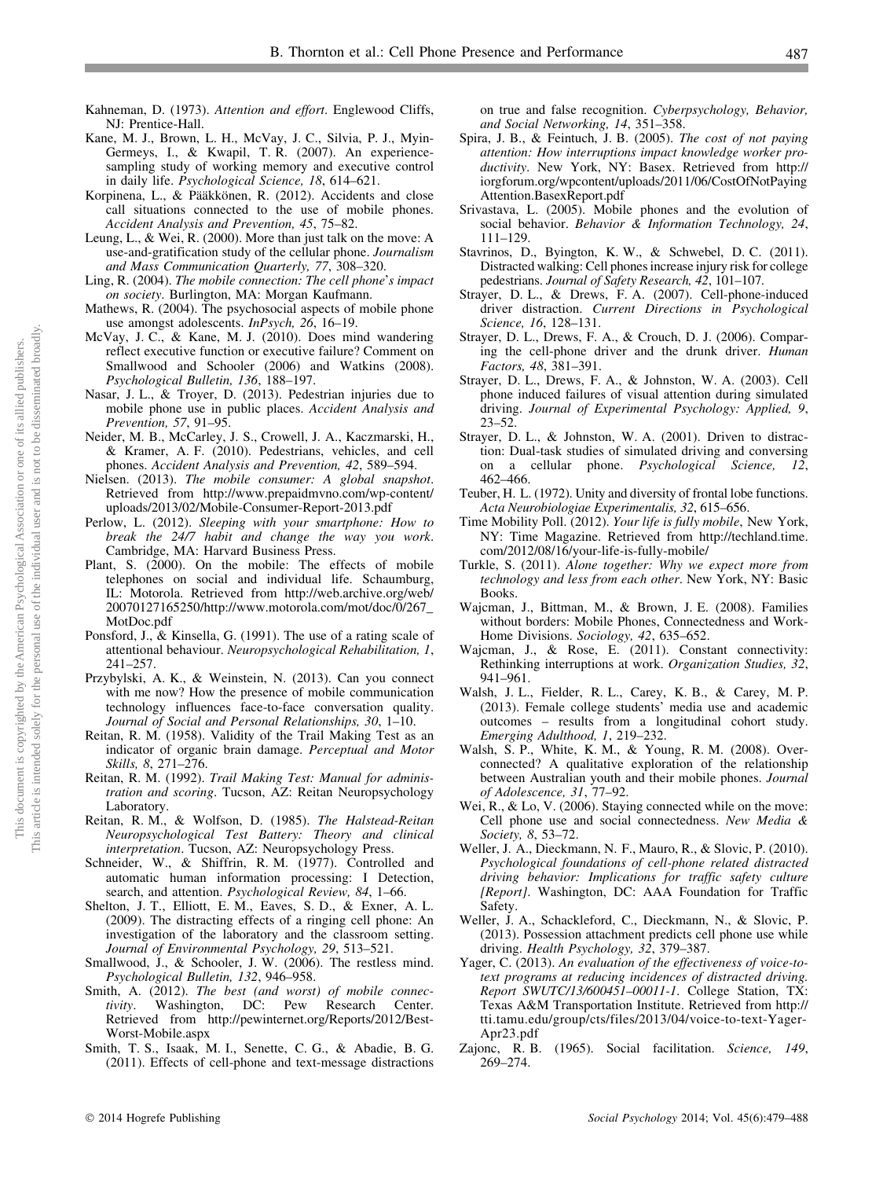Kahneman, D. (1973). *Attention and effort*. Englewood Cliffs, NJ: Prentice-Hall.

Kane, M. J., Brown, L. H., McVay, J. C., Silvia, P. J., Myin-Germeys, I., & Kwapil, T. R. (2007). An experience-sampling study of working memory and executive control in daily life. *Psychological Science, 18*, 614–621.

Korpinena, L., & Pääkkönen, R. (2012). Accidents and close call situations connected to the use of mobile phones. *Accident Analysis and Prevention, 45*, 75–82.

Leung, L., & Wei, R. (2000). More than just talk on the move: A use-and-gratification study of the cellular phone. *Journalism and Mass Communication Quarterly, 77*, 308–320.

Ling, R. (2004). *The mobile connection: The cell phone's impact on society*. Burlington, MA: Morgan Kaufmann.

Mathews, R. (2004). The psychosocial aspects of mobile phone use amongst adolescents. *InPsych, 26*, 16–19.

McVay, J. C., & Kane, M. J. (2010). Does mind wandering reflect executive function or executive failure? Comment on Smallwood and Schooler (2006) and Watkins (2008). *Psychological Bulletin, 136*, 188–197.

Nasar, J. L., & Troyer, D. (2013). Pedestrian injuries due to mobile phone use in public places. *Accident Analysis and Prevention, 57*, 91–95.

Neider, M. B., McCarley, J. S., Crowell, J. A., Kaczmarski, H., & Kramer, A. F. (2010). Pedestrians, vehicles, and cell phones. *Accident Analysis and Prevention, 42*, 589–594.

Nielsen. (2013). *The mobile consumer: A global snapshot*. Retrieved from http://www.prepaidmvno.com/wp-content/uploads/2013/02/Mobile-Consumer-Report-2013.pdf

Perlow, L. (2012). *Sleeping with your smartphone: How to break the 24/7 habit and change the way you work*. Cambridge, MA: Harvard Business Press.

Plant, S. (2000). On the mobile: The effects of mobile telephones on social and individual life. Schaumburg, IL: Motorola. Retrieved from http://web.archive.org/web/20070127165250/http://www.motorola.com/mot/doc/0/267_MotDoc.pdf

Ponsford, J., & Kinsella, G. (1991). The use of a rating scale of attentional behaviour. *Neuropsychological Rehabilitation, 1*, 241–257.

Przybylski, A. K., & Weinstein, N. (2013). Can you connect with me now? How the presence of mobile communication technology influences face-to-face conversation quality. *Journal of Social and Personal Relationships, 30*, 1–10.

Reitan, R. M. (1958). Validity of the Trail Making Test as an indicator of organic brain damage. *Perceptual and Motor Skills, 8*, 271–276.

Reitan, R. M. (1992). *Trail Making Test: Manual for administration and scoring*. Tucson, AZ: Reitan Neuropsychology Laboratory.

Reitan, R. M., & Wolfson, D. (1985). *The Halstead-Reitan Neuropsychological Test Battery: Theory and clinical interpretation*. Tucson, AZ: Neuropsychology Press.

Schneider, W., & Shiffrin, R. M. (1977). Controlled and automatic human information processing: I Detection, search, and attention. *Psychological Review, 84*, 1–66.

Shelton, J. T., Elliott, E. M., Eaves, S. D., & Exner, A. L. (2009). The distracting effects of a ringing cell phone: An investigation of the laboratory and the classroom setting. *Journal of Environmental Psychology, 29*, 513–521.

Smallwood, J., & Schooler, J. W. (2006). The restless mind. *Psychological Bulletin, 132*, 946–958.

Smith, A. (2012). *The best (and worst) of mobile connectivity*. Washington, DC: Pew Research Center. Retrieved from http://pewinternet.org/Reports/2012/Best-Worst-Mobile.aspx

Smith, T. S., Isaak, M. I., Senette, C. G., & Abadie, B. G. (2011). Effects of cell-phone and text-message distractions on true and false recognition. *Cyberpsychology, Behavior, and Social Networking, 14*, 351–358.

Spira, J. B., & Feintuch, J. B. (2005). *The cost of not paying attention: How interruptions impact knowledge worker productivity*. New York, NY: Basex. Retrieved from http://iorgforum.org/wpcontent/uploads/2011/06/CostOfNotPayingAttention.BasexReport.pdf

Srivastava, L. (2005). Mobile phones and the evolution of social behavior. *Behavior & Information Technology, 24*, 111–129.

Stavrinos, D., Byington, K. W., & Schwebel, D. C. (2011). Distracted walking: Cell phones increase injury risk for college pedestrians. *Journal of Safety Research, 42*, 101–107.

Strayer, D. L., & Drews, F. A. (2007). Cell-phone-induced driver distraction. *Current Directions in Psychological Science, 16*, 128–131.

Strayer, D. L., Drews, F. A., & Crouch, D. J. (2006). Comparing the cell-phone driver and the drunk driver. *Human Factors, 48*, 381–391.

Strayer, D. L., Drews, F. A., & Johnston, W. A. (2003). Cell phone induced failures of visual attention during simulated driving. *Journal of Experimental Psychology: Applied, 9*, 23–52.

Strayer, D. L., & Johnston, W. A. (2001). Driven to distraction: Dual-task studies of simulated driving and conversing on a cellular phone. *Psychological Science, 12*, 462–466.

Teuber, H. L. (1972). Unity and diversity of frontal lobe functions. *Acta Neurobiologiae Experimentalis, 32*, 615–656.

Time Mobility Poll. (2012). *Your life is fully mobile*, New York, NY: Time Magazine. Retrieved from http://techland.time.com/2012/08/16/your-life-is-fully-mobile/

Turkle, S. (2011). *Alone together: Why we expect more from technology and less from each other*. New York, NY: Basic Books.

Wajcman, J., Bittman, M., & Brown, J. E. (2008). Families without borders: Mobile Phones, Connectedness and Work-Home Divisions. *Sociology, 42*, 635–652.

Wajcman, J., & Rose, E. (2011). Constant connectivity: Rethinking interruptions at work. *Organization Studies, 32*, 941–961.

Walsh, J. L., Fielder, R. L., Carey, K. B., & Carey, M. P. (2013). Female college students' media use and academic outcomes – results from a longitudinal cohort study. *Emerging Adulthood, 1*, 219–232.

Walsh, S. P., White, K. M., & Young, R. M. (2008). Overconnected? A qualitative exploration of the relationship between Australian youth and their mobile phones. *Journal of Adolescence, 31*, 77–92.

Wei, R., & Lo, V. (2006). Staying connected while on the move: Cell phone use and social connectedness. *New Media & Society, 8*, 53–72.

Weller, J. A., Dieckmann, N. F., Mauro, R., & Slovic, P. (2010). *Psychological foundations of cell-phone related distracted driving behavior: Implications for traffic safety culture [Report]*. Washington, DC: AAA Foundation for Traffic Safety.

Weller, J. A., Schackleford, C., Dieckmann, N., & Slovic, P. (2013). Possession attachment predicts cell phone use while driving. *Health Psychology, 32*, 379–387.

Yager, C. (2013). *An evaluation of the effectiveness of voice-to-text programs at reducing incidences of distracted driving. Report SWUTC/13/600451–00011-1*. College Station, TX: Texas A&M Transportation Institute. Retrieved from http://tti.tamu.edu/group/cts/files/2013/04/voice-to-text-Yager-Apr23.pdf

Zajonc, R. B. (1965). Social facilitation. *Science, 149*, 269–274.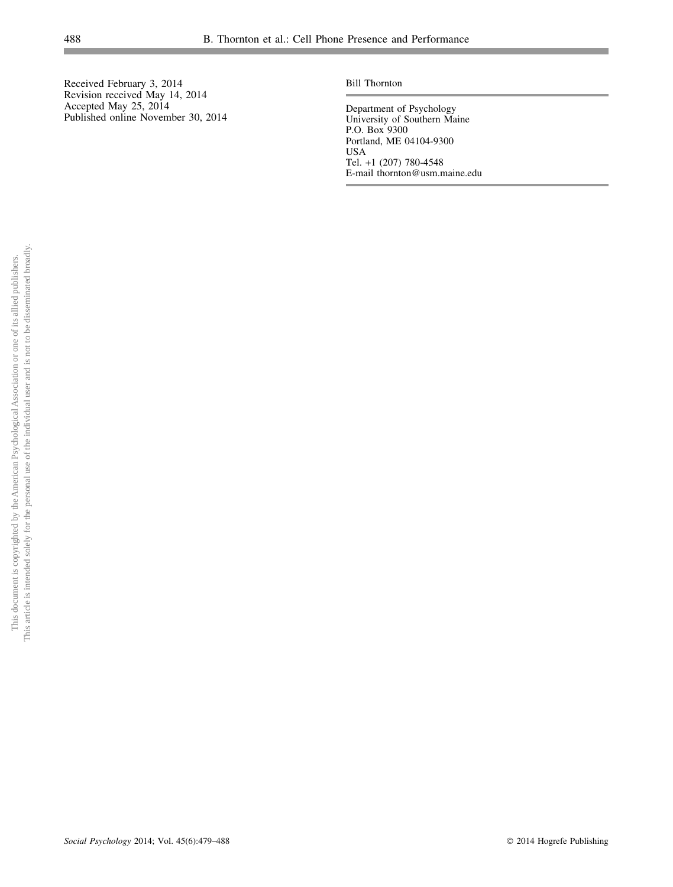Received February 3, 2014
Revision received May 14, 2014
Accepted May 25, 2014
Published online November 30, 2014

Bill Thornton

Department of Psychology
University of Southern Maine
P.O. Box 9300
Portland, ME 04104-9300
USA
Tel. +1 (207) 780-4548
E-mail thornton@usm.maine.edu